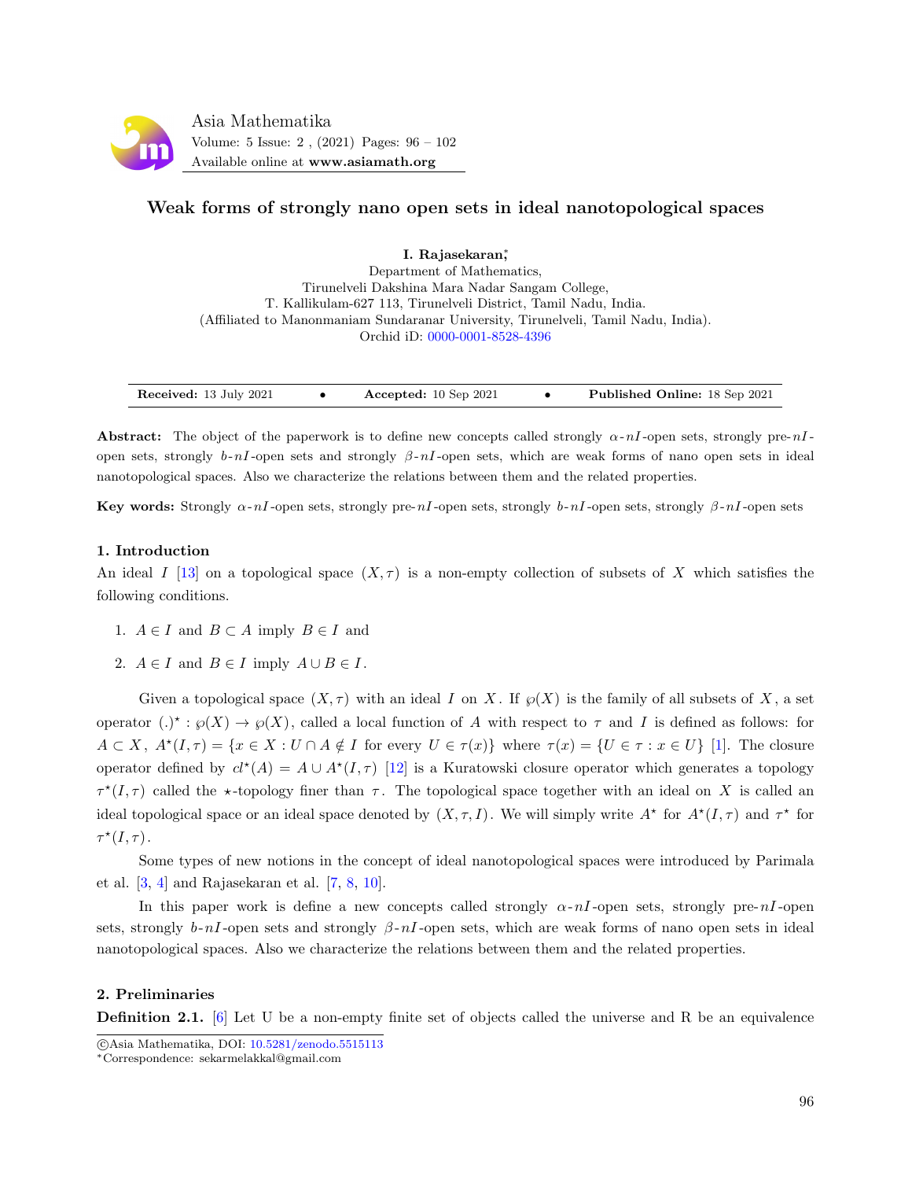# Weak forms of strongly nano open sets in ideal nanotopological spaces

**I. Rajasekaran**[*]  
Department of Mathematics,  
Tirunelveli Dakshina Mara Nadar Sangam College,  
T. Kallikulam-627 113, Tirunelveli District, Tamil Nadu, India.  
(Affiliated to Manonmaniam Sundaranar University, Tirunelveli, Tamil Nadu, India).  
Orchid iD: 0000-0001-8528-4396

**Received:** 13 July 2021 • **Accepted:** 10 Sep 2021 • **Published Online:** 18 Sep 2021

**Abstract:** The object of the paperwork is to define new concepts called strongly $\alpha$-$nI$-open sets, strongly pre-$nI$-open sets, strongly $b$-$nI$-open sets and strongly $\beta$-$nI$-open sets, which are weak forms of nano open sets in ideal nanotopological spaces. Also we characterize the relations between them and the related properties.

**Key words:** Strongly $\alpha$-$nI$-open sets, strongly pre-$nI$-open sets, strongly $b$-$nI$-open sets, strongly $\beta$-$nI$-open sets

## 1. Introduction

An ideal $I$ [13] on a topological space $(X, \tau)$ is a non-empty collection of subsets of $X$ which satisfies the following conditions.

1. $A \in I$ and $B \subset A$ imply $B \in I$ and
2. $A \in I$ and $B \in I$ imply $A \cup B \in I$.

Given a topological space $(X, \tau)$ with an ideal $I$ on $X$. If $\wp(X)$ is the family of all subsets of $X$, a set operator $(.)^\star : \wp(X) \to \wp(X)$, called a local function of $A$ with respect to $\tau$ and $I$ is defined as follows: for $A \subset X$, $A^\star(I, \tau) = \{x \in X : U \cap A \notin I$ for every $U \in \tau(x)\}$ where $\tau(x) = \{U \in \tau : x \in U\}$ [1]. The closure operator defined by $cl^\star(A) = A \cup A^\star(I, \tau)$ [12] is a Kuratowski closure operator which generates a topology $\tau^\star(I, \tau)$ called the $\star$-topology finer than $\tau$. The topological space together with an ideal on $X$ is called an ideal topological space or an ideal space denoted by $(X, \tau, I)$. We will simply write $A^\star$ for $A^\star(I, \tau)$ and $\tau^\star$ for $\tau^\star(I, \tau)$.

Some types of new notions in the concept of ideal nanotopological spaces were introduced by Parimala et al. [3, 4] and Rajasekaran et al. [7, 8, 10].

In this paper work is define a new concepts called strongly $\alpha$-$nI$-open sets, strongly pre-$nI$-open sets, strongly $b$-$nI$-open sets and strongly $\beta$-$nI$-open sets, which are weak forms of nano open sets in ideal nanotopological spaces. Also we characterize the relations between them and the related properties.

## 2. Preliminaries

**Definition 2.1.** [6] Let U be a non-empty finite set of objects called the universe and R be an equivalence

---

©Asia Mathematika, DOI: 10.5281/zenodo.5515113  
[*]Correspondence: sekarmelakkal@gmail.com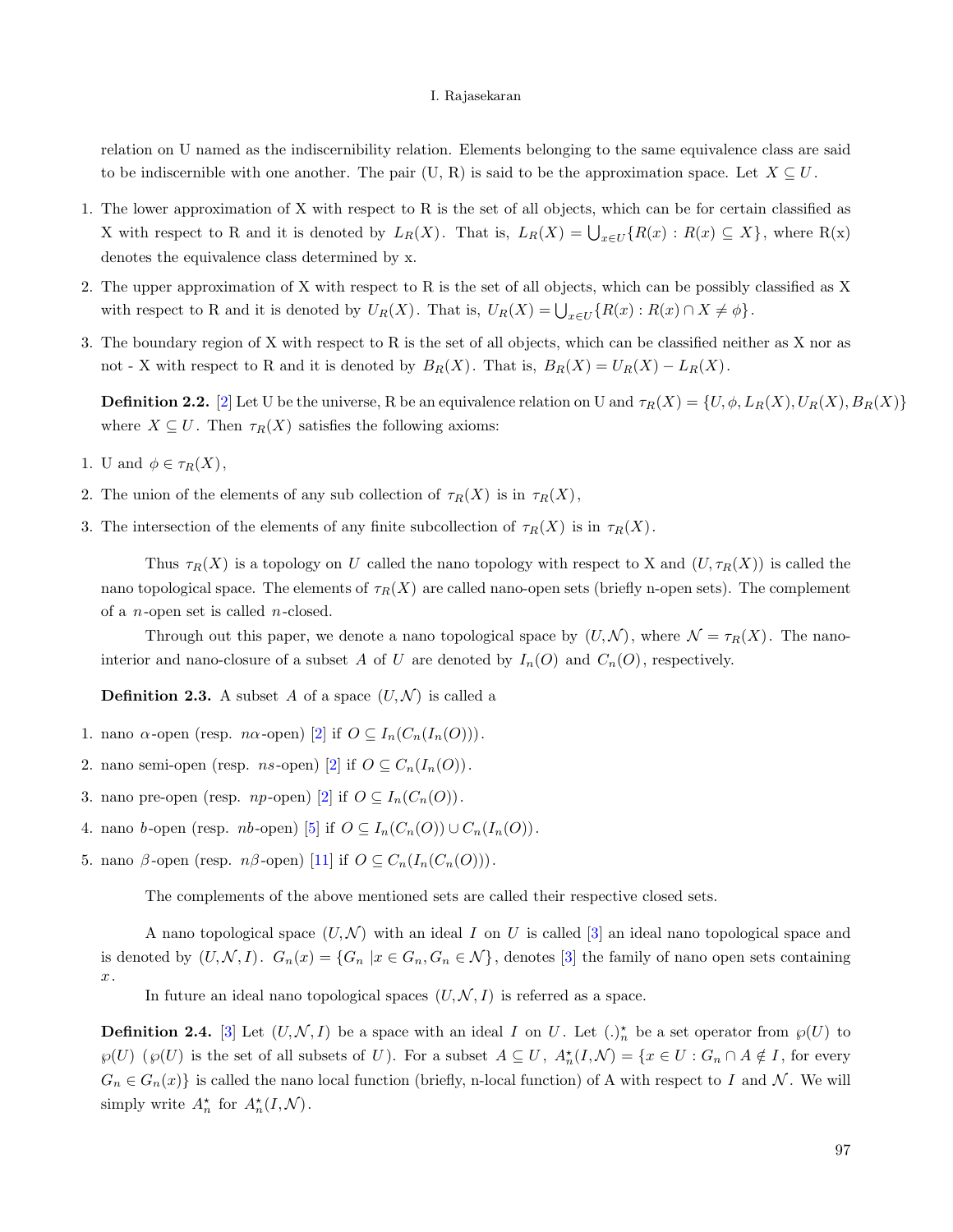relation on U named as the indiscernibility relation. Elements belonging to the same equivalence class are said to be indiscernible with one another. The pair (U, R) is said to be the approximation space. Let $X \subseteq U$.

1. The lower approximation of X with respect to R is the set of all objects, which can be for certain classified as X with respect to R and it is denoted by $L_R(X)$. That is, $L_R(X) = \bigcup_{x \in U}\{R(x) : R(x) \subseteq X\}$, where R(x) denotes the equivalence class determined by x.
2. The upper approximation of X with respect to R is the set of all objects, which can be possibly classified as X with respect to R and it is denoted by $U_R(X)$. That is, $U_R(X) = \bigcup_{x \in U}\{R(x) : R(x) \cap X \neq \phi\}$.
3. The boundary region of X with respect to R is the set of all objects, which can be classified neither as X nor as not - X with respect to R and it is denoted by $B_R(X)$. That is, $B_R(X) = U_R(X) - L_R(X)$.

**Definition 2.2.** [2] Let U be the universe, R be an equivalence relation on U and $\tau_R(X) = \{U, \phi, L_R(X), U_R(X), B_R(X)\}$ where $X \subseteq U$. Then $\tau_R(X)$ satisfies the following axioms:

1. U and $\phi \in \tau_R(X)$,
2. The union of the elements of any sub collection of $\tau_R(X)$ is in $\tau_R(X)$,
3. The intersection of the elements of any finite subcollection of $\tau_R(X)$ is in $\tau_R(X)$.

Thus $\tau_R(X)$ is a topology on $U$ called the nano topology with respect to X and $(U, \tau_R(X))$ is called the nano topological space. The elements of $\tau_R(X)$ are called nano-open sets (briefly n-open sets). The complement of a $n$-open set is called $n$-closed.

Through out this paper, we denote a nano topological space by $(U, \mathcal{N})$, where $\mathcal{N} = \tau_R(X)$. The nano-interior and nano-closure of a subset $A$ of $U$ are denoted by $I_n(O)$ and $C_n(O)$, respectively.

**Definition 2.3.** A subset $A$ of a space $(U, \mathcal{N})$ is called a

1. nano $\alpha$-open (resp. $n\alpha$-open) [2] if $O \subseteq I_n(C_n(I_n(O)))$.
2. nano semi-open (resp. $ns$-open) [2] if $O \subseteq C_n(I_n(O))$.
3. nano pre-open (resp. $np$-open) [2] if $O \subseteq I_n(C_n(O))$.
4. nano $b$-open (resp. $nb$-open) [5] if $O \subseteq I_n(C_n(O)) \cup C_n(I_n(O))$.
5. nano $\beta$-open (resp. $n\beta$-open) [11] if $O \subseteq C_n(I_n(C_n(O)))$.

The complements of the above mentioned sets are called their respective closed sets.

A nano topological space $(U, \mathcal{N})$ with an ideal $I$ on $U$ is called [3] an ideal nano topological space and is denoted by $(U, \mathcal{N}, I)$. $G_n(x) = \{G_n \,|x \in G_n, G_n \in \mathcal{N}\}$, denotes [3] the family of nano open sets containing $x$.

In future an ideal nano topological spaces $(U, \mathcal{N}, I)$ is referred as a space.

**Definition 2.4.** [3] Let $(U, \mathcal{N}, I)$ be a space with an ideal $I$ on $U$. Let $(.)^\star_n$ be a set operator from $\wp(U)$ to $\wp(U)$ ($\wp(U)$ is the set of all subsets of $U$). For a subset $A \subseteq U$, $A^\star_n(I, \mathcal{N}) = \{x \in U : G_n \cap A \notin I$, for every $G_n \in G_n(x)\}$ is called the nano local function (briefly, n-local function) of A with respect to $I$ and $\mathcal{N}$. We will simply write $A^\star_n$ for $A^\star_n(I, \mathcal{N})$.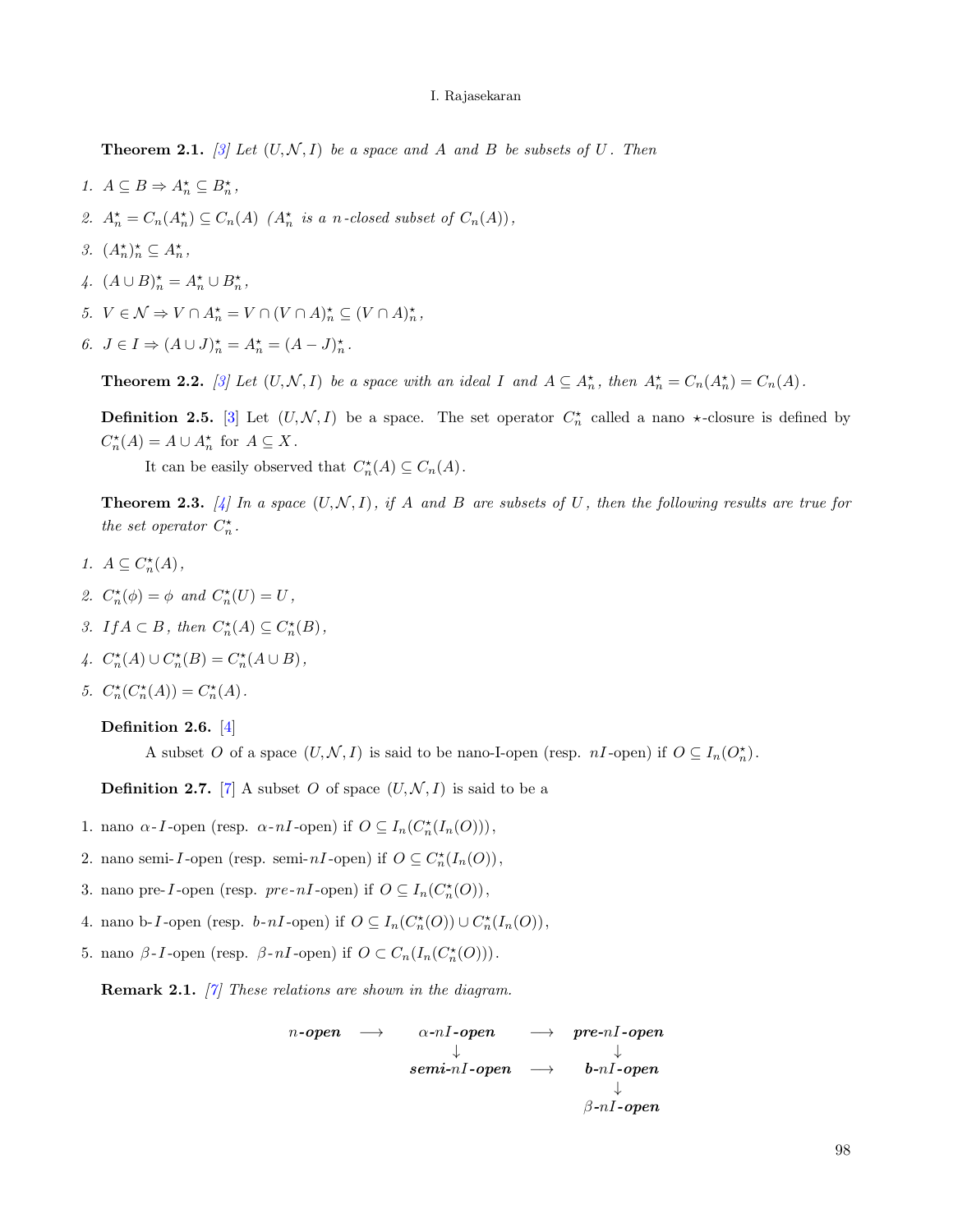**Theorem 2.1.** *[3] Let $(U, \mathcal{N}, I)$ be a space and $A$ and $B$ be subsets of $U$. Then*

1. $A \subseteq B \Rightarrow A^\star_n \subseteq B^\star_n$,
2. $A^\star_n = C_n(A^\star_n) \subseteq C_n(A)$ *($A^\star_n$ is a $n$-closed subset of $C_n(A)$)*,
3. $(A^\star_n)^\star_n \subseteq A^\star_n$,
4. $(A \cup B)^\star_n = A^\star_n \cup B^\star_n$,
5. $V \in \mathcal{N} \Rightarrow V \cap A^\star_n = V \cap (V \cap A)^\star_n \subseteq (V \cap A)^\star_n$,
6. $J \in I \Rightarrow (A \cup J)^\star_n = A^\star_n = (A - J)^\star_n$.

**Theorem 2.2.** *[3] Let $(U, \mathcal{N}, I)$ be a space with an ideal $I$ and $A \subseteq A^\star_n$, then $A^\star_n = C_n(A^\star_n) = C_n(A)$.*

**Definition 2.5.** [3] Let $(U, \mathcal{N}, I)$ be a space. The set operator $C^\star_n$ called a nano $\star$-closure is defined by $C^\star_n(A) = A \cup A^\star_n$ for $A \subseteq X$.

It can be easily observed that $C^\star_n(A) \subseteq C_n(A)$.

**Theorem 2.3.** *[4] In a space $(U, \mathcal{N}, I)$, if $A$ and $B$ are subsets of $U$, then the following results are true for the set operator $C^\star_n$.*

1. $A \subseteq C^\star_n(A)$,
2. $C^\star_n(\phi) = \phi$ *and* $C^\star_n(U) = U$,
3. *If* $A \subset B$, *then* $C^\star_n(A) \subseteq C^\star_n(B)$,
4. $C^\star_n(A) \cup C^\star_n(B) = C^\star_n(A \cup B)$,
5. $C^\star_n(C^\star_n(A)) = C^\star_n(A)$.

**Definition 2.6.** [4]

A subset $O$ of a space $(U, \mathcal{N}, I)$ is said to be nano-I-open (resp. $nI$-open) if $O \subseteq I_n(O^\star_n)$.

**Definition 2.7.** [7] A subset $O$ of space $(U, \mathcal{N}, I)$ is said to be a

1. nano $\alpha$-$I$-open (resp. $\alpha$-$nI$-open) if $O \subseteq I_n(C^\star_n(I_n(O)))$,
2. nano semi-$I$-open (resp. semi-$nI$-open) if $O \subseteq C^\star_n(I_n(O))$,
3. nano pre-$I$-open (resp. *pre*-$nI$-open) if $O \subseteq I_n(C^\star_n(O))$,
4. nano b-$I$-open (resp. $b$-$nI$-open) if $O \subseteq I_n(C^\star_n(O)) \cup C^\star_n(I_n(O))$,
5. nano $\beta$-$I$-open (resp. $\beta$-$nI$-open) if $O \subset C_n(I_n(C^\star_n(O)))$.

**Remark 2.1.** *[7] These relations are shown in the diagram.*

$$
\begin{array}{ccccc}
n\text{-}\textbf{open} & \longrightarrow & \alpha\text{-}nI\text{-}\textbf{open} & \longrightarrow & \textbf{pre}\text{-}nI\text{-}\textbf{open} \\
 & & \downarrow & & \downarrow \\
 & & \textbf{semi}\text{-}nI\text{-}\textbf{open} & \longrightarrow & \textbf{b}\text{-}nI\text{-}\textbf{open} \\
 & & & & \downarrow \\
 & & & & \beta\text{-}nI\text{-}\textbf{open}
\end{array}
$$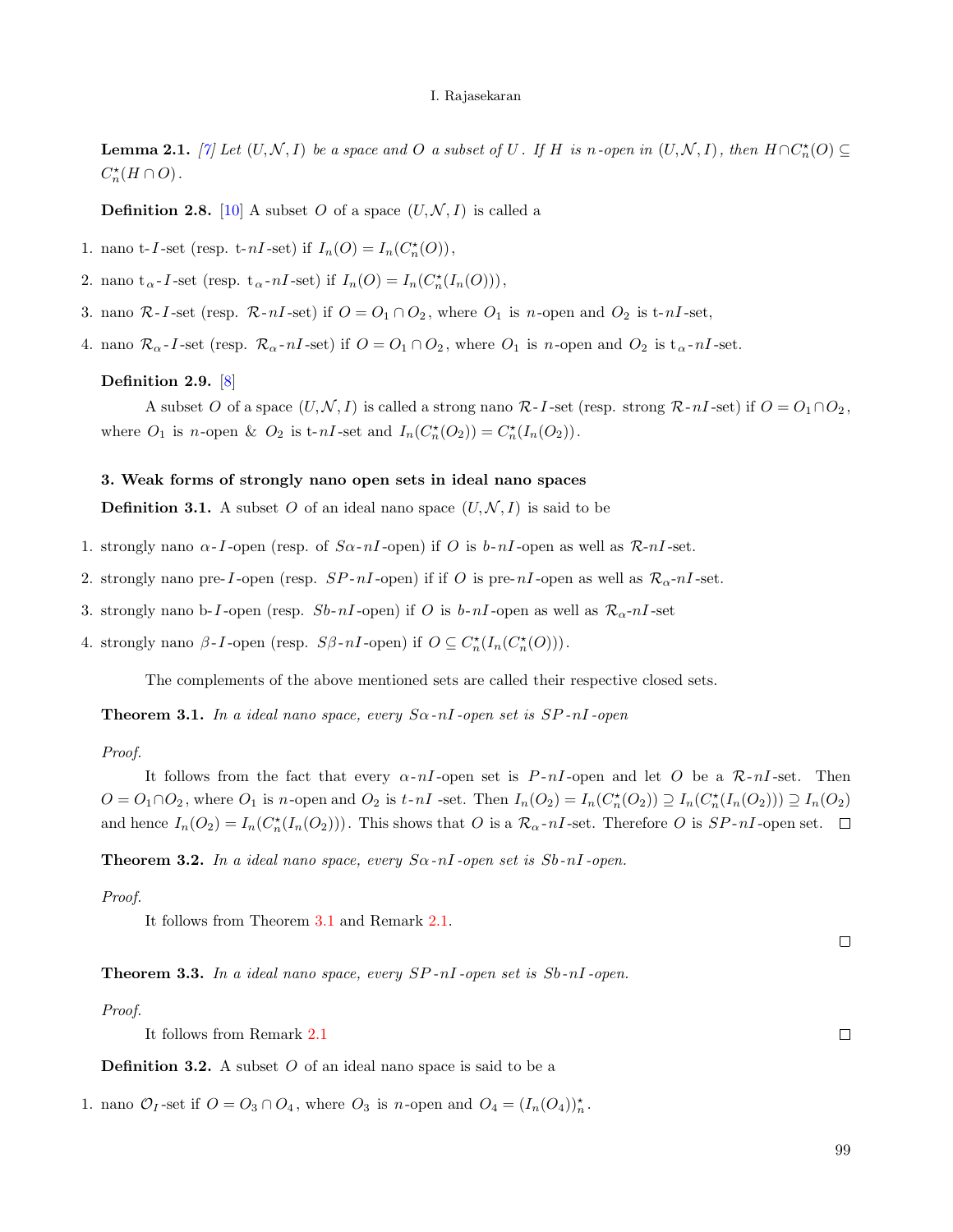**Lemma 2.1.** [7] *Let $(U, \mathcal{N}, I)$ be a space and $O$ a subset of $U$. If $H$ is $n$-open in $(U, \mathcal{N}, I)$, then $H \cap C_n^\star(O) \subseteq C_n^\star(H \cap O)$.*

**Definition 2.8.** [10] A subset $O$ of a space $(U, \mathcal{N}, I)$ is called a

1. nano t-$I$-set (resp. t-$nI$-set) if $I_n(O) = I_n(C_n^\star(O))$,
2. nano $\mathrm{t}_\alpha$-$I$-set (resp. $\mathrm{t}_\alpha$-$nI$-set) if $I_n(O) = I_n(C_n^\star(I_n(O)))$,
3. nano $\mathcal{R}$-$I$-set (resp. $\mathcal{R}$-$nI$-set) if $O = O_1 \cap O_2$, where $O_1$ is $n$-open and $O_2$ is t-$nI$-set,
4. nano $\mathcal{R}_\alpha$-$I$-set (resp. $\mathcal{R}_\alpha$-$nI$-set) if $O = O_1 \cap O_2$, where $O_1$ is $n$-open and $O_2$ is $\mathrm{t}_\alpha$-$nI$-set.

**Definition 2.9.** [8]

A subset $O$ of a space $(U, \mathcal{N}, I)$ is called a strong nano $\mathcal{R}$-$I$-set (resp. strong $\mathcal{R}$-$nI$-set) if $O = O_1 \cap O_2$, where $O_1$ is $n$-open & $O_2$ is t-$nI$-set and $I_n(C_n^\star(O_2)) = C_n^\star(I_n(O_2))$.

### 3. Weak forms of strongly nano open sets in ideal nano spaces

**Definition 3.1.** A subset $O$ of an ideal nano space $(U, \mathcal{N}, I)$ is said to be

1. strongly nano $\alpha$-$I$-open (resp. of $S\alpha$-$nI$-open) if $O$ is $b$-$nI$-open as well as $\mathcal{R}$-$nI$-set.
2. strongly nano pre-$I$-open (resp. $SP$-$nI$-open) if if $O$ is pre-$nI$-open as well as $\mathcal{R}_\alpha$-$nI$-set.
3. strongly nano b-$I$-open (resp. $Sb$-$nI$-open) if $O$ is $b$-$nI$-open as well as $\mathcal{R}_\alpha$-$nI$-set
4. strongly nano $\beta$-$I$-open (resp. $S\beta$-$nI$-open) if $O \subseteq C_n^\star(I_n(C_n^\star(O)))$.

The complements of the above mentioned sets are called their respective closed sets.

**Theorem 3.1.** *In a ideal nano space, every $S\alpha$-$nI$-open set is $SP$-$nI$-open*

*Proof.*

It follows from the fact that every $\alpha$-$nI$-open set is $P$-$nI$-open and let $O$ be a $\mathcal{R}$-$nI$-set. Then $O = O_1 \cap O_2$, where $O_1$ is $n$-open and $O_2$ is $t$-$nI$ -set. Then $I_n(O_2) = I_n(C_n^\star(O_2)) \supseteq I_n(C_n^\star(I_n(O_2))) \supseteq I_n(O_2)$ and hence $I_n(O_2) = I_n(C_n^\star(I_n(O_2)))$. This shows that $O$ is a $\mathcal{R}_\alpha$-$nI$-set. Therefore $O$ is $SP$-$nI$-open set. □

**Theorem 3.2.** *In a ideal nano space, every $S\alpha$-$nI$-open set is $Sb$-$nI$-open.*

*Proof.*

It follows from Theorem 3.1 and Remark 2.1.

□

**Theorem 3.3.** *In a ideal nano space, every $SP$-$nI$-open set is $Sb$-$nI$-open.*

*Proof.*

It follows from Remark 2.1

□

**Definition 3.2.** A subset $O$ of an ideal nano space is said to be a

1. nano $\mathcal{O}_I$-set if $O = O_3 \cap O_4$, where $O_3$ is $n$-open and $O_4 = (I_n(O_4))_n^\star$.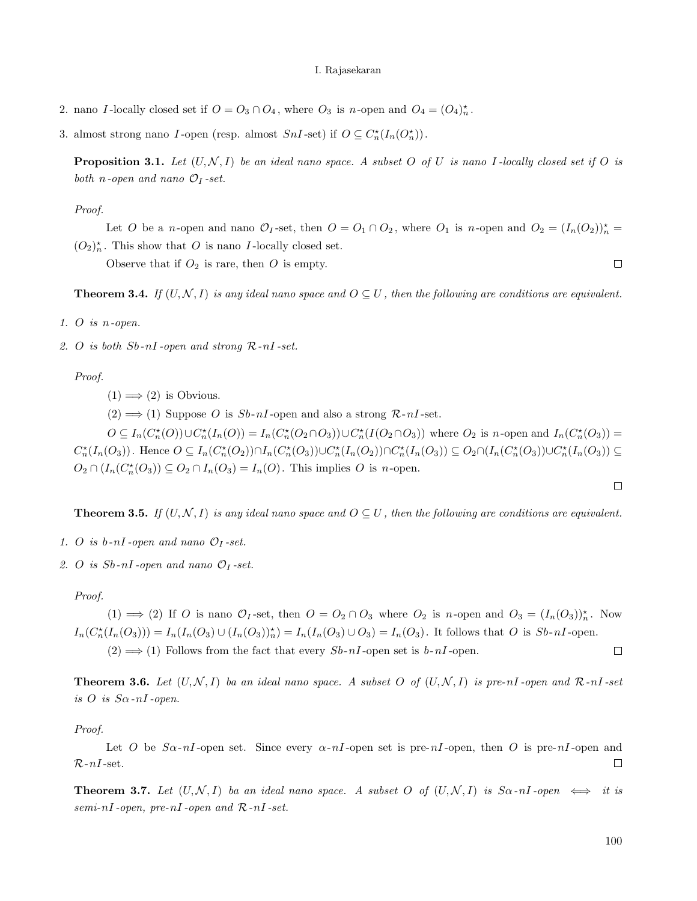2. nano $I$-locally closed set if $O = O_3 \cap O_4$, where $O_3$ is $n$-open and $O_4 = (O_4)^{\star}_n$.
3. almost strong nano $I$-open (resp. almost $SnI$-set) if $O \subseteq C^{\star}_n(I_n(O^{\star}_n))$.

**Proposition 3.1.** *Let $(U, \mathcal{N}, I)$ be an ideal nano space. A subset $O$ of $U$ is nano $I$-locally closed set if $O$ is both $n$-open and nano $\mathcal{O}_I$-set.*

*Proof.*

Let $O$ be a $n$-open and nano $\mathcal{O}_I$-set, then $O = O_1 \cap O_2$, where $O_1$ is $n$-open and $O_2 = (I_n(O_2))^{\star}_n = (O_2)^{\star}_n$. This show that $O$ is nano $I$-locally closed set.

Observe that if $O_2$ is rare, then $O$ is empty. □

**Theorem 3.4.** *If $(U, \mathcal{N}, I)$ is any ideal nano space and $O \subseteq U$, then the following are conditions are equivalent.*

1. *$O$ is $n$-open.*
2. *$O$ is both $Sb$-$nI$-open and strong $\mathcal{R}$-$nI$-set.*

*Proof.*

(1) $\Longrightarrow$ (2) is Obvious.

(2) $\Longrightarrow$ (1) Suppose $O$ is $Sb$-$nI$-open and also a strong $\mathcal{R}$-$nI$-set.

$O \subseteq I_n(C^{\star}_n(O)) \cup C^{\star}_n(I_n(O)) = I_n(C^{\star}_n(O_2 \cap O_3)) \cup C^{\star}_n(I(O_2 \cap O_3))$ where $O_2$ is $n$-open and $I_n(C^{\star}_n(O_3)) = C^{\star}_n(I_n(O_3))$. Hence $O \subseteq I_n(C^{\star}_n(O_2)) \cap I_n(C^{\star}_n(O_3)) \cup C^{\star}_n(I_n(O_2)) \cap C^{\star}_n(I_n(O_3)) \subseteq O_2 \cap (I_n(C^{\star}_n(O_3)) \cup C^{\star}_n(I_n(O_3)) \subseteq O_2 \cap (I_n(C^{\star}_n(O_3)) \subseteq O_2 \cap I_n(O_3) = I_n(O)$. This implies $O$ is $n$-open.

□

**Theorem 3.5.** *If $(U, \mathcal{N}, I)$ is any ideal nano space and $O \subseteq U$, then the following are conditions are equivalent.*

1. *$O$ is $b$-$nI$-open and nano $\mathcal{O}_I$-set.*
2. *$O$ is $Sb$-$nI$-open and nano $\mathcal{O}_I$-set.*

*Proof.*

(1) $\Longrightarrow$ (2) If $O$ is nano $\mathcal{O}_I$-set, then $O = O_2 \cap O_3$ where $O_2$ is $n$-open and $O_3 = (I_n(O_3))^{\star}_n$. Now $I_n(C^{\star}_n(I_n(O_3))) = I_n(I_n(O_3) \cup (I_n(O_3))^{\star}_n) = I_n(I_n(O_3) \cup O_3) = I_n(O_3)$. It follows that $O$ is $Sb$-$nI$-open.

(2) $\Longrightarrow$ (1) Follows from the fact that every $Sb$-$nI$-open set is $b$-$nI$-open. □

**Theorem 3.6.** *Let $(U, \mathcal{N}, I)$ ba an ideal nano space. A subset $O$ of $(U, \mathcal{N}, I)$ is pre-$nI$-open and $\mathcal{R}$-$nI$-set is $O$ is $S\alpha$-$nI$-open.*

*Proof.*

Let $O$ be $S\alpha$-$nI$-open set. Since every $\alpha$-$nI$-open set is pre-$nI$-open, then $O$ is pre-$nI$-open and $\mathcal{R}$-$nI$-set. □

**Theorem 3.7.** *Let $(U, \mathcal{N}, I)$ ba an ideal nano space. A subset $O$ of $(U, \mathcal{N}, I)$ is $S\alpha$-$nI$-open $\iff$ it is semi-$nI$-open, pre-$nI$-open and $\mathcal{R}$-$nI$-set.*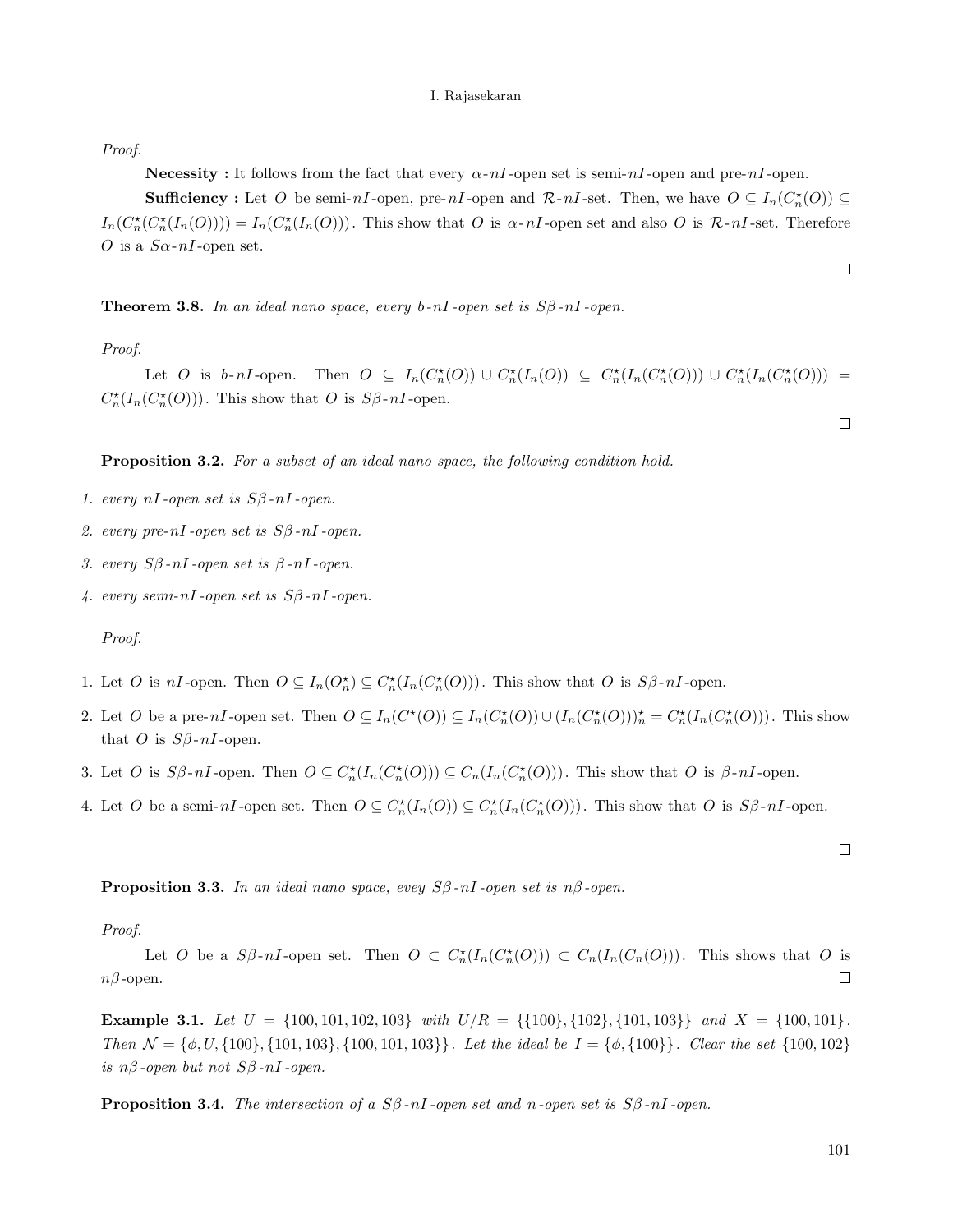*Proof.*

**Necessity :** It follows from the fact that every $\alpha$-$nI$-open set is semi-$nI$-open and pre-$nI$-open.

**Sufficiency :** Let $O$ be semi-$nI$-open, pre-$nI$-open and $\mathcal{R}$-$nI$-set. Then, we have $O \subseteq I_n(C_n^\star(O)) \subseteq I_n(C_n^\star(C_n^\star(I_n(O)))) = I_n(C_n^\star(I_n(O)))$. This show that $O$ is $\alpha$-$nI$-open set and also $O$ is $\mathcal{R}$-$nI$-set. Therefore $O$ is a $S\alpha$-$nI$-open set.

□

**Theorem 3.8.** *In an ideal nano space, every $b$-$nI$-open set is $S\beta$-$nI$-open.*

*Proof.*

Let $O$ is $b$-$nI$-open. Then $O \subseteq I_n(C_n^\star(O)) \cup C_n^\star(I_n(O)) \subseteq C_n^\star(I_n(C_n^\star(O))) \cup C_n^\star(I_n(C_n^\star(O))) = C_n^\star(I_n(C_n^\star(O)))$. This show that $O$ is $S\beta$-$nI$-open.

□

**Proposition 3.2.** *For a subset of an ideal nano space, the following condition hold.*

1. *every $nI$-open set is $S\beta$-$nI$-open.*
2. *every pre-$nI$-open set is $S\beta$-$nI$-open.*
3. *every $S\beta$-$nI$-open set is $\beta$-$nI$-open.*
4. *every semi-$nI$-open set is $S\beta$-$nI$-open.*

*Proof.*

1. Let $O$ is $nI$-open. Then $O \subseteq I_n(O_n^\star) \subseteq C_n^\star(I_n(C_n^\star(O)))$. This show that $O$ is $S\beta$-$nI$-open.
2. Let $O$ be a pre-$nI$-open set. Then $O \subseteq I_n(C^\star(O)) \subseteq I_n(C_n^\star(O)) \cup (I_n(C_n^\star(O)))_n^\star = C_n^\star(I_n(C_n^\star(O)))$. This show that $O$ is $S\beta$-$nI$-open.
3. Let $O$ is $S\beta$-$nI$-open. Then $O \subseteq C_n^\star(I_n(C_n^\star(O))) \subseteq C_n(I_n(C_n^\star(O)))$. This show that $O$ is $\beta$-$nI$-open.
4. Let $O$ be a semi-$nI$-open set. Then $O \subseteq C_n^\star(I_n(O)) \subseteq C_n^\star(I_n(C_n^\star(O)))$. This show that $O$ is $S\beta$-$nI$-open.

□

**Proposition 3.3.** *In an ideal nano space, evey $S\beta$-$nI$-open set is $n\beta$-open.*

*Proof.*

Let $O$ be a $S\beta$-$nI$-open set. Then $O \subset C_n^\star(I_n(C_n^\star(O))) \subset C_n(I_n(C_n(O)))$. This shows that $O$ is $n\beta$-open. □

**Example 3.1.** *Let $U = \{100, 101, 102, 103\}$ with $U/R = \{\{100\}, \{102\}, \{101, 103\}\}$ and $X = \{100, 101\}$. Then $\mathcal{N} = \{\phi, U, \{100\}, \{101, 103\}, \{100, 101, 103\}\}$. Let the ideal be $I = \{\phi, \{100\}\}$. Clear the set $\{100, 102\}$ is $n\beta$-open but not $S\beta$-$nI$-open.*

**Proposition 3.4.** *The intersection of a $S\beta$-$nI$-open set and $n$-open set is $S\beta$-$nI$-open.*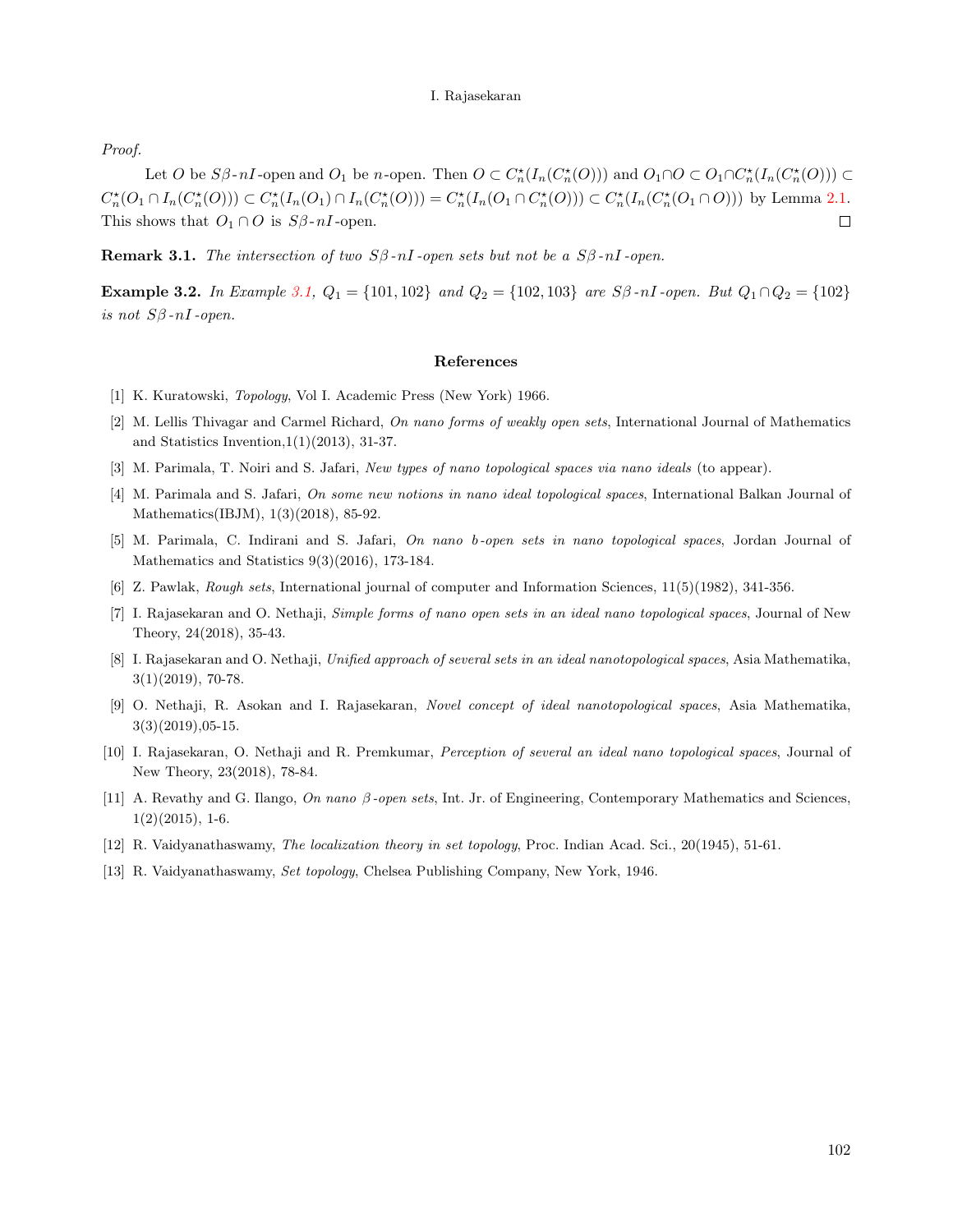*Proof.*

Let $O$ be $S\beta$-$nI$-open and $O_1$ be $n$-open. Then $O \subset C_n^\star(I_n(C_n^\star(O)))$ and $O_1 \cap O \subset O_1 \cap C_n^\star(I_n(C_n^\star(O))) \subset C_n^\star(O_1 \cap I_n(C_n^\star(O))) \subset C_n^\star(I_n(O_1) \cap I_n(C_n^\star(O))) = C_n^\star(I_n(O_1 \cap C_n^\star(O))) \subset C_n^\star(I_n(C_n^\star(O_1 \cap O)))$ by Lemma 2.1. This shows that $O_1 \cap O$ is $S\beta$-$nI$-open. □

**Remark 3.1.** *The intersection of two $S\beta$-$nI$-open sets but not be a $S\beta$-$nI$-open.*

**Example 3.2.** *In Example 3.1, $Q_1 = \{101, 102\}$ and $Q_2 = \{102, 103\}$ are $S\beta$-$nI$-open. But $Q_1 \cap Q_2 = \{102\}$ is not $S\beta$-$nI$-open.*

## References

[1] K. Kuratowski, *Topology*, Vol I. Academic Press (New York) 1966.

[2] M. Lellis Thivagar and Carmel Richard, *On nano forms of weakly open sets*, International Journal of Mathematics and Statistics Invention,1(1)(2013), 31-37.

[3] M. Parimala, T. Noiri and S. Jafari, *New types of nano topological spaces via nano ideals* (to appear).

[4] M. Parimala and S. Jafari, *On some new notions in nano ideal topological spaces*, International Balkan Journal of Mathematics(IBJM), 1(3)(2018), 85-92.

[5] M. Parimala, C. Indirani and S. Jafari, *On nano b-open sets in nano topological spaces*, Jordan Journal of Mathematics and Statistics 9(3)(2016), 173-184.

[6] Z. Pawlak, *Rough sets*, International journal of computer and Information Sciences, 11(5)(1982), 341-356.

[7] I. Rajasekaran and O. Nethaji, *Simple forms of nano open sets in an ideal nano topological spaces*, Journal of New Theory, 24(2018), 35-43.

[8] I. Rajasekaran and O. Nethaji, *Unified approach of several sets in an ideal nanotopological spaces*, Asia Mathematika, 3(1)(2019), 70-78.

[9] O. Nethaji, R. Asokan and I. Rajasekaran, *Novel concept of ideal nanotopological spaces*, Asia Mathematika, 3(3)(2019),05-15.

[10] I. Rajasekaran, O. Nethaji and R. Premkumar, *Perception of several an ideal nano topological spaces*, Journal of New Theory, 23(2018), 78-84.

[11] A. Revathy and G. Ilango, *On nano β-open sets*, Int. Jr. of Engineering, Contemporary Mathematics and Sciences, 1(2)(2015), 1-6.

[12] R. Vaidyanathaswamy, *The localization theory in set topology*, Proc. Indian Acad. Sci., 20(1945), 51-61.

[13] R. Vaidyanathaswamy, *Set topology*, Chelsea Publishing Company, New York, 1946.